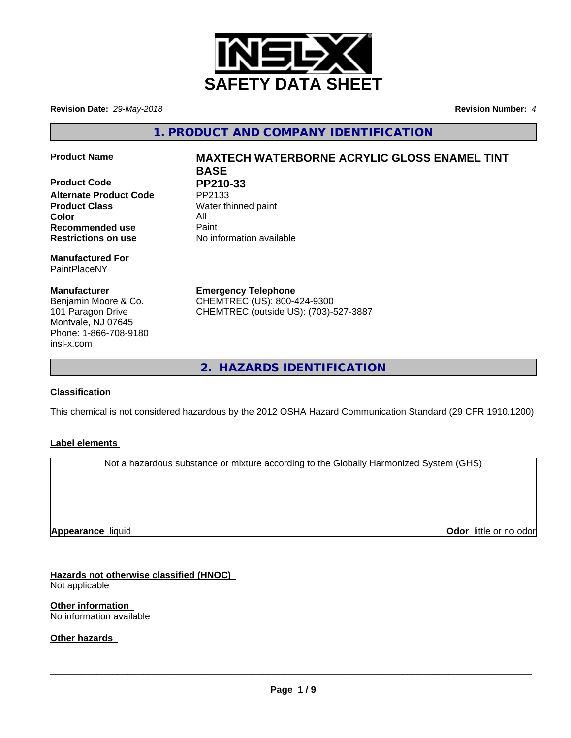# SAFETY DATA SHEET

**Revision Date:** *29-May-2018*

**Revision Number:** *4*

## 1. PRODUCT AND COMPANY IDENTIFICATION

| | |
|---|---|
| **Product Name** | **MAXTECH WATERBORNE ACRYLIC GLOSS ENAMEL TINT BASE** |
| **Product Code** | **PP210-33** |
| **Alternate Product Code** | PP2133 |
| **Product Class** | Water thinned paint |
| **Color** | All |
| **Recommended use** | Paint |
| **Restrictions on use** | No information available |

**Manufactured For**
PaintPlaceNY

**Manufacturer**
Benjamin Moore & Co.
101 Paragon Drive
Montvale, NJ 07645
Phone: 1-866-708-9180
insl-x.com

**Emergency Telephone**
CHEMTREC (US): 800-424-9300
CHEMTREC (outside US): (703)-527-3887

## 2. HAZARDS IDENTIFICATION

**Classification**

This chemical is not considered hazardous by the 2012 OSHA Hazard Communication Standard (29 CFR 1910.1200)

**Label elements**

Not a hazardous substance or mixture according to the Globally Harmonized System (GHS)

**Appearance** liquid

**Odor** little or no odor

**Hazards not otherwise classified (HNOC)**
Not applicable

**Other information**
No information available

**Other hazards**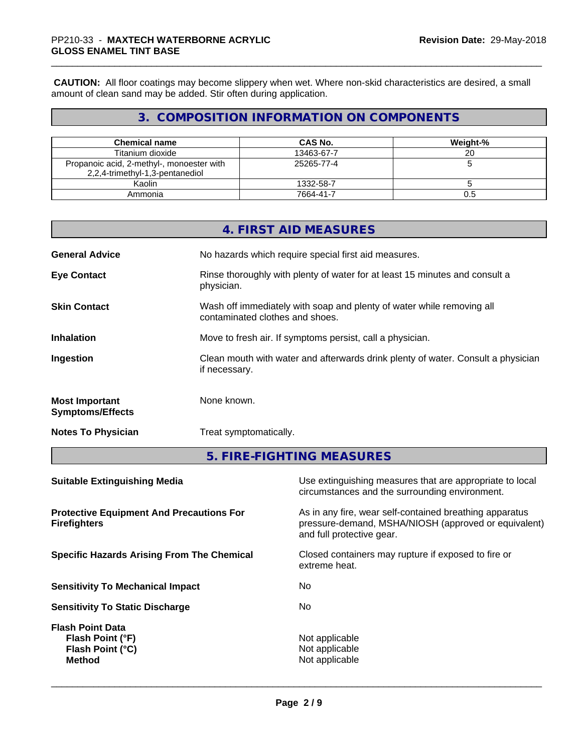**CAUTION:** All floor coatings may become slippery when wet. Where non-skid characteristics are desired, a small amount of clean sand may be added. Stir often during application.

## 3. COMPOSITION INFORMATION ON COMPONENTS

| Chemical name | CAS No. | Weight-% |
|---|---|---|
| Titanium dioxide | 13463-67-7 | 20 |
| Propanoic acid, 2-methyl-, monoester with 2,2,4-trimethyl-1,3-pentanediol | 25265-77-4 | 5 |
| Kaolin | 1332-58-7 | 5 |
| Ammonia | 7664-41-7 | 0.5 |

## 4. FIRST AID MEASURES

**General Advice** — No hazards which require special first aid measures.

**Eye Contact** — Rinse thoroughly with plenty of water for at least 15 minutes and consult a physician.

**Skin Contact** — Wash off immediately with soap and plenty of water while removing all contaminated clothes and shoes.

**Inhalation** — Move to fresh air. If symptoms persist, call a physician.

**Ingestion** — Clean mouth with water and afterwards drink plenty of water. Consult a physician if necessary.

**Most Important Symptoms/Effects** — None known.

**Notes To Physician** — Treat symptomatically.

## 5. FIRE-FIGHTING MEASURES

**Suitable Extinguishing Media** — Use extinguishing measures that are appropriate to local circumstances and the surrounding environment.

**Protective Equipment And Precautions For Firefighters** — As in any fire, wear self-contained breathing apparatus pressure-demand, MSHA/NIOSH (approved or equivalent) and full protective gear.

**Specific Hazards Arising From The Chemical** — Closed containers may rupture if exposed to fire or extreme heat.

**Sensitivity To Mechanical Impact** — No

**Sensitivity To Static Discharge** — No

**Flash Point Data**
**Flash Point (°F)** — Not applicable
**Flash Point (°C)** — Not applicable
**Method** — Not applicable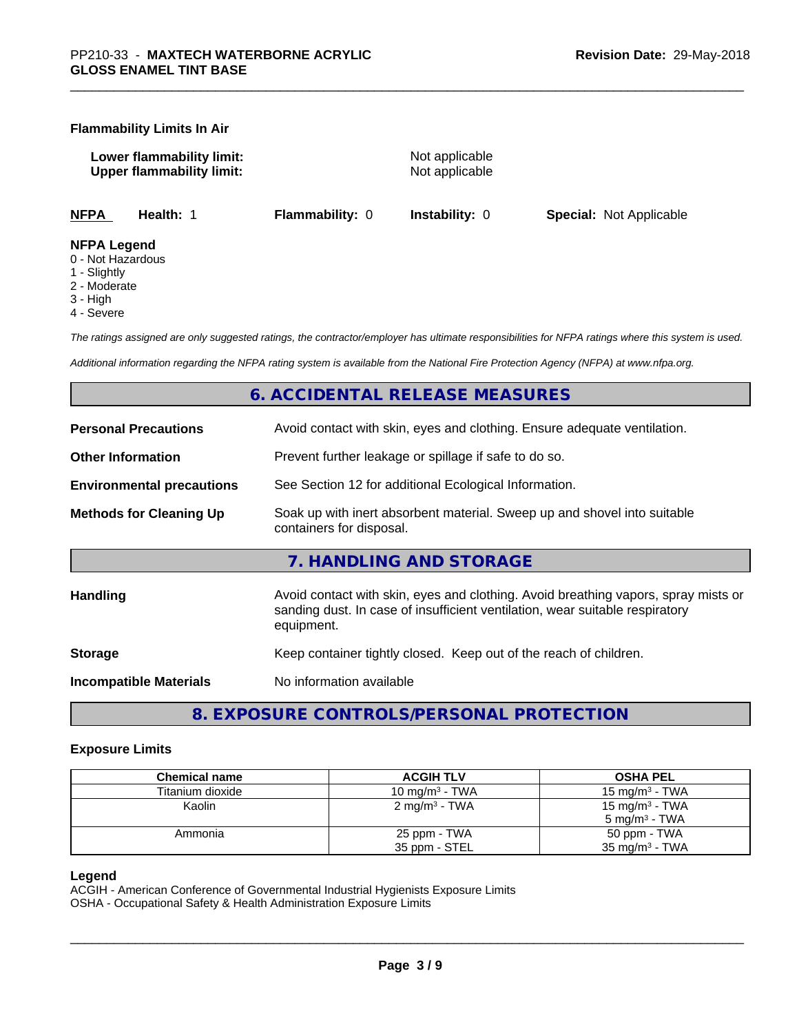**Flammability Limits In Air**

**Lower flammability limit:** Not applicable
**Upper flammability limit:** Not applicable

**NFPA** **Health:** 1 **Flammability:** 0 **Instability:** 0 **Special:** Not Applicable

**NFPA Legend**
0 - Not Hazardous
1 - Slightly
2 - Moderate
3 - High
4 - Severe

*The ratings assigned are only suggested ratings, the contractor/employer has ultimate responsibilities for NFPA ratings where this system is used.*

*Additional information regarding the NFPA rating system is available from the National Fire Protection Agency (NFPA) at www.nfpa.org.*

## 6. ACCIDENTAL RELEASE MEASURES

**Personal Precautions** Avoid contact with skin, eyes and clothing. Ensure adequate ventilation.

**Other Information** Prevent further leakage or spillage if safe to do so.

**Environmental precautions** See Section 12 for additional Ecological Information.

**Methods for Cleaning Up** Soak up with inert absorbent material. Sweep up and shovel into suitable containers for disposal.

## 7. HANDLING AND STORAGE

**Handling** Avoid contact with skin, eyes and clothing. Avoid breathing vapors, spray mists or sanding dust. In case of insufficient ventilation, wear suitable respiratory equipment.

**Storage** Keep container tightly closed. Keep out of the reach of children.

**Incompatible Materials** No information available

## 8. EXPOSURE CONTROLS/PERSONAL PROTECTION

### Exposure Limits

| Chemical name | ACGIH TLV | OSHA PEL |
|---|---|---|
| Titanium dioxide | 10 mg/m³ - TWA | 15 mg/m³ - TWA |
| Kaolin | 2 mg/m³ - TWA | 15 mg/m³ - TWA<br>5 mg/m³ - TWA |
| Ammonia | 25 ppm - TWA<br>35 ppm - STEL | 50 ppm - TWA<br>35 mg/m³ - TWA |

**Legend**
ACGIH - American Conference of Governmental Industrial Hygienists Exposure Limits
OSHA - Occupational Safety & Health Administration Exposure Limits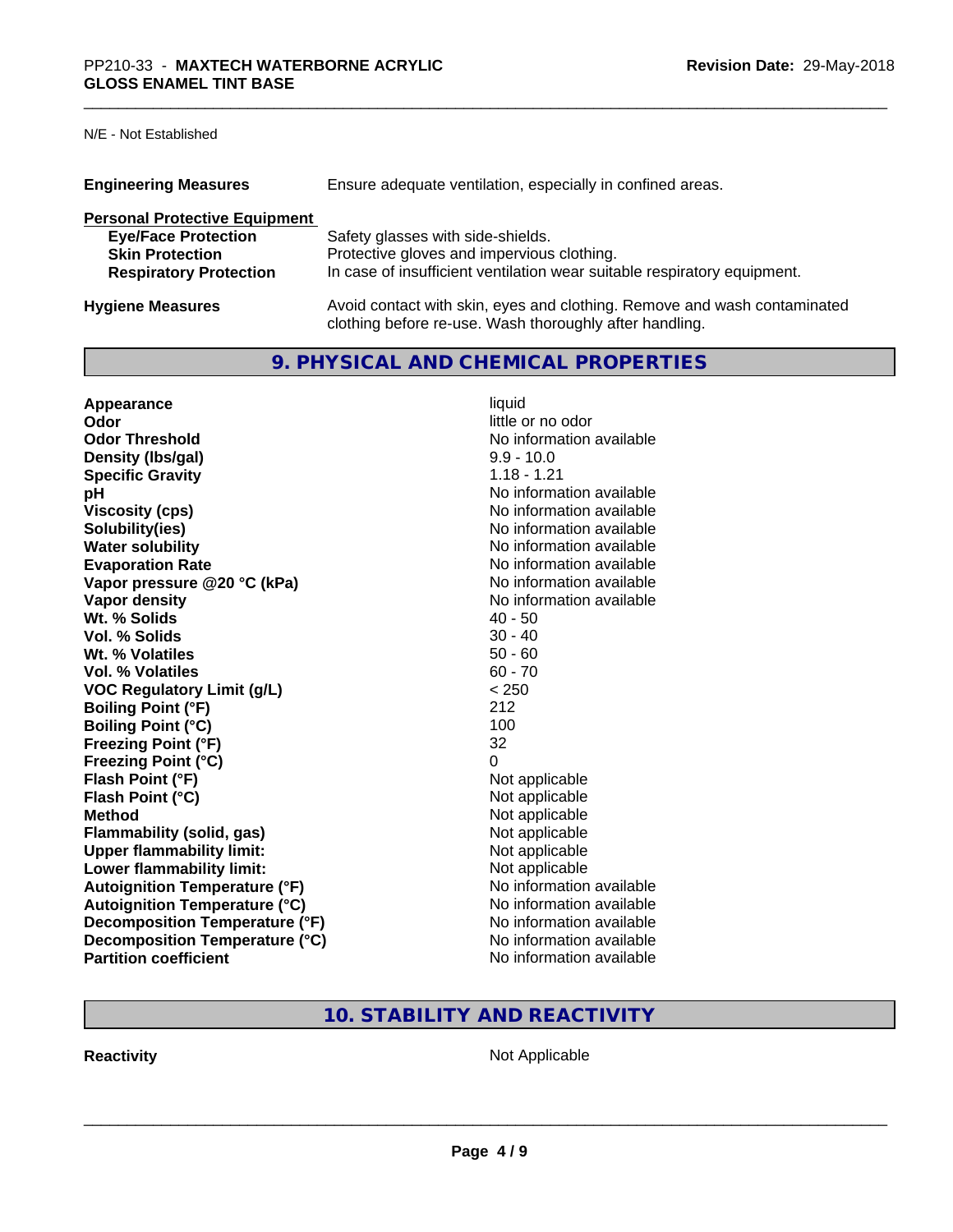N/E - Not Established

| | |
|---|---|
| **Engineering Measures** | Ensure adequate ventilation, especially in confined areas. |

**Personal Protective Equipment**

| | |
|---|---|
| **Eye/Face Protection** | Safety glasses with side-shields. |
| **Skin Protection** | Protective gloves and impervious clothing. |
| **Respiratory Protection** | In case of insufficient ventilation wear suitable respiratory equipment. |

| | |
|---|---|
| **Hygiene Measures** | Avoid contact with skin, eyes and clothing. Remove and wash contaminated clothing before re-use. Wash thoroughly after handling. |

## 9. PHYSICAL AND CHEMICAL PROPERTIES

| | |
|---|---|
| **Appearance** | liquid |
| **Odor** | little or no odor |
| **Odor Threshold** | No information available |
| **Density (lbs/gal)** | 9.9 - 10.0 |
| **Specific Gravity** | 1.18 - 1.21 |
| **pH** | No information available |
| **Viscosity (cps)** | No information available |
| **Solubility(ies)** | No information available |
| **Water solubility** | No information available |
| **Evaporation Rate** | No information available |
| **Vapor pressure @20 °C (kPa)** | No information available |
| **Vapor density** | No information available |
| **Wt. % Solids** | 40 - 50 |
| **Vol. % Solids** | 30 - 40 |
| **Wt. % Volatiles** | 50 - 60 |
| **Vol. % Volatiles** | 60 - 70 |
| **VOC Regulatory Limit (g/L)** | < 250 |
| **Boiling Point (°F)** | 212 |
| **Boiling Point (°C)** | 100 |
| **Freezing Point (°F)** | 32 |
| **Freezing Point (°C)** | 0 |
| **Flash Point (°F)** | Not applicable |
| **Flash Point (°C)** | Not applicable |
| **Method** | Not applicable |
| **Flammability (solid, gas)** | Not applicable |
| **Upper flammability limit:** | Not applicable |
| **Lower flammability limit:** | Not applicable |
| **Autoignition Temperature (°F)** | No information available |
| **Autoignition Temperature (°C)** | No information available |
| **Decomposition Temperature (°F)** | No information available |
| **Decomposition Temperature (°C)** | No information available |
| **Partition coefficient** | No information available |

## 10. STABILITY AND REACTIVITY

| | |
|---|---|
| **Reactivity** | Not Applicable |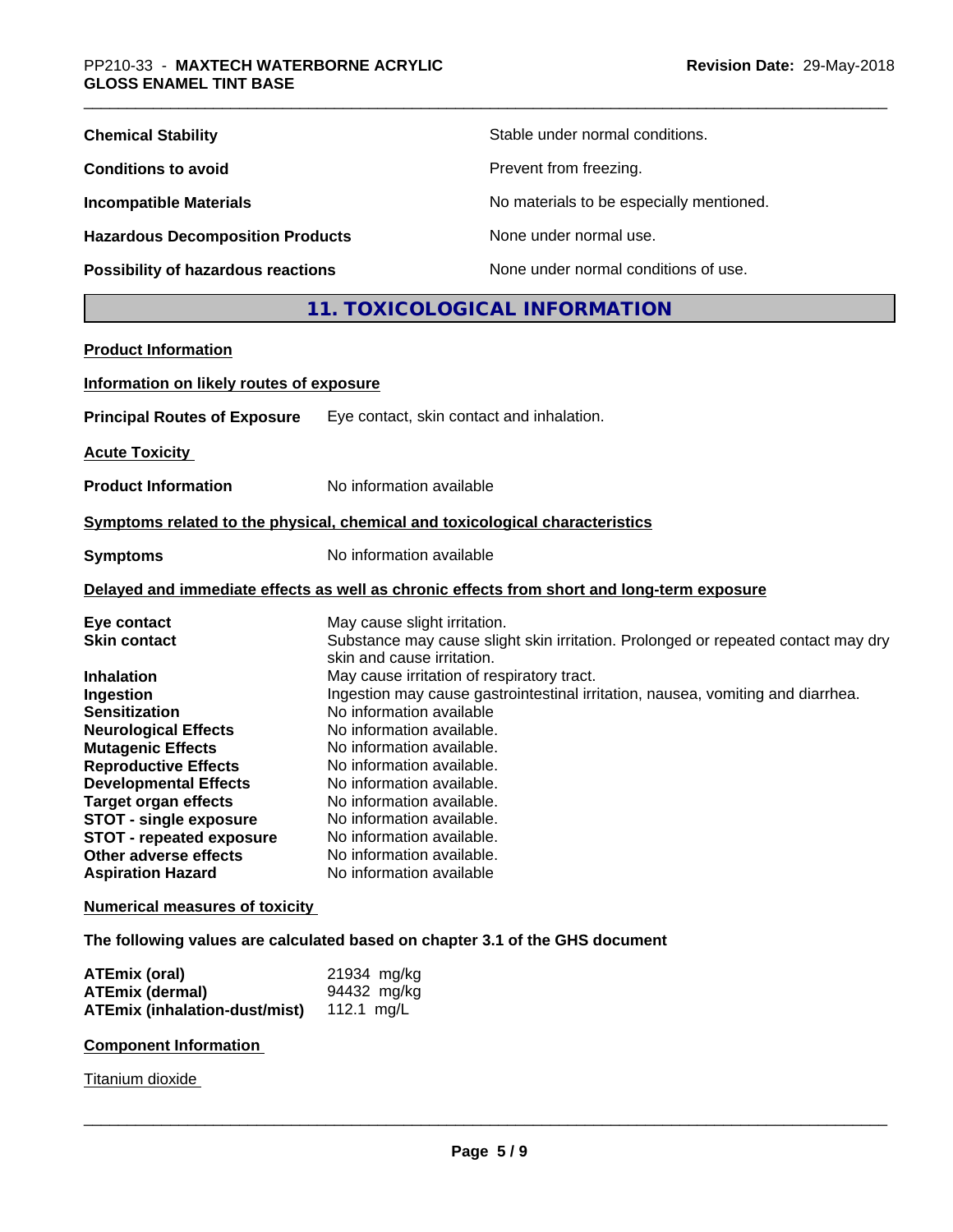| | |
|---|---|
| **Chemical Stability** | Stable under normal conditions. |
| **Conditions to avoid** | Prevent from freezing. |
| **Incompatible Materials** | No materials to be especially mentioned. |
| **Hazardous Decomposition Products** | None under normal use. |
| **Possibility of hazardous reactions** | None under normal conditions of use. |

## 11. TOXICOLOGICAL INFORMATION

**Product Information**

**Information on likely routes of exposure**

**Principal Routes of Exposure** Eye contact, skin contact and inhalation.

**Acute Toxicity**

**Product Information** No information available

**Symptoms related to the physical, chemical and toxicological characteristics**

**Symptoms** No information available

**Delayed and immediate effects as well as chronic effects from short and long-term exposure**

| | |
|---|---|
| **Eye contact** | May cause slight irritation. |
| **Skin contact** | Substance may cause slight skin irritation. Prolonged or repeated contact may dry skin and cause irritation. |
| **Inhalation** | May cause irritation of respiratory tract. |
| **Ingestion** | Ingestion may cause gastrointestinal irritation, nausea, vomiting and diarrhea. |
| **Sensitization** | No information available |
| **Neurological Effects** | No information available. |
| **Mutagenic Effects** | No information available. |
| **Reproductive Effects** | No information available. |
| **Developmental Effects** | No information available. |
| **Target organ effects** | No information available. |
| **STOT - single exposure** | No information available. |
| **STOT - repeated exposure** | No information available. |
| **Other adverse effects** | No information available. |
| **Aspiration Hazard** | No information available |

**Numerical measures of toxicity**

**The following values are calculated based on chapter 3.1 of the GHS document**

| | |
|---|---|
| **ATEmix (oral)** | 21934 mg/kg |
| **ATEmix (dermal)** | 94432 mg/kg |
| **ATEmix (inhalation-dust/mist)** | 112.1 mg/L |

**Component Information**

Titanium dioxide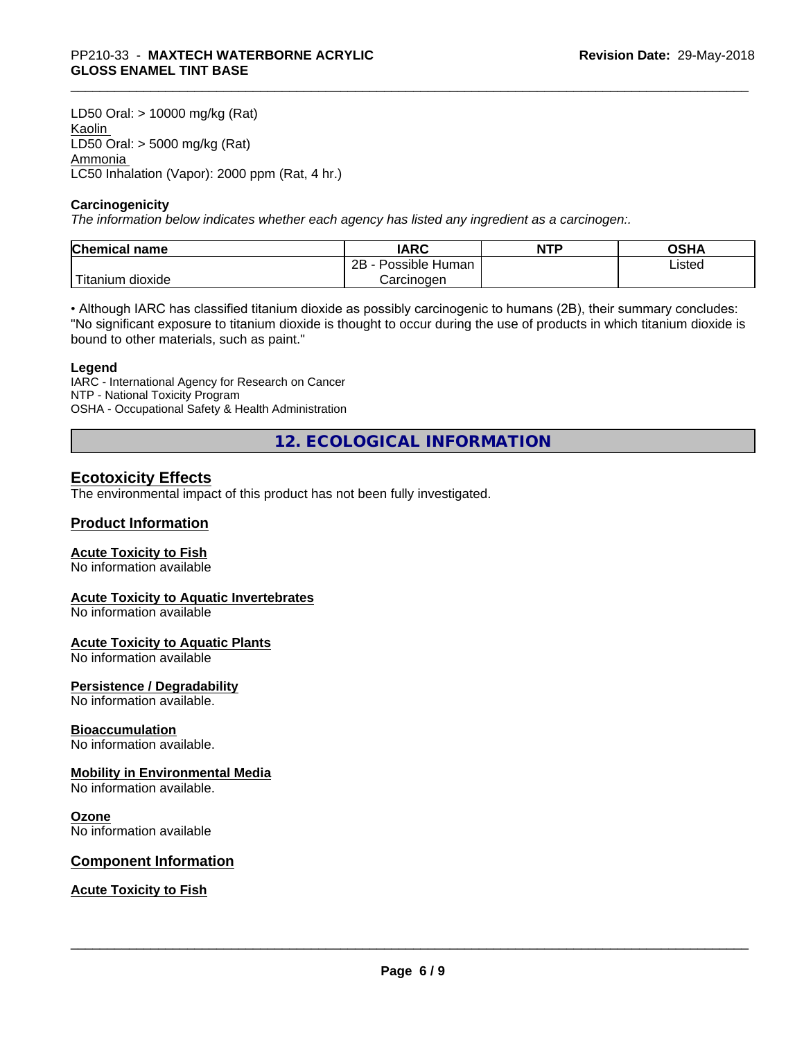LD50 Oral: > 10000 mg/kg (Rat)

Kaolin

LD50 Oral: > 5000 mg/kg (Rat)

Ammonia

LC50 Inhalation (Vapor): 2000 ppm (Rat, 4 hr.)

**Carcinogenicity**

*The information below indicates whether each agency has listed any ingredient as a carcinogen:.*

| Chemical name | IARC | NTP | OSHA |
|---|---|---|---|
| Titanium dioxide | 2B - Possible Human Carcinogen | | Listed |

• Although IARC has classified titanium dioxide as possibly carcinogenic to humans (2B), their summary concludes: "No significant exposure to titanium dioxide is thought to occur during the use of products in which titanium dioxide is bound to other materials, such as paint."

**Legend**

IARC - International Agency for Research on Cancer
NTP - National Toxicity Program
OSHA - Occupational Safety & Health Administration

## 12. ECOLOGICAL INFORMATION

### Ecotoxicity Effects

The environmental impact of this product has not been fully investigated.

### Product Information

**Acute Toxicity to Fish**

No information available

**Acute Toxicity to Aquatic Invertebrates**

No information available

**Acute Toxicity to Aquatic Plants**

No information available

**Persistence / Degradability**

No information available.

**Bioaccumulation**

No information available.

**Mobility in Environmental Media**

No information available.

**Ozone**

No information available

### Component Information

**Acute Toxicity to Fish**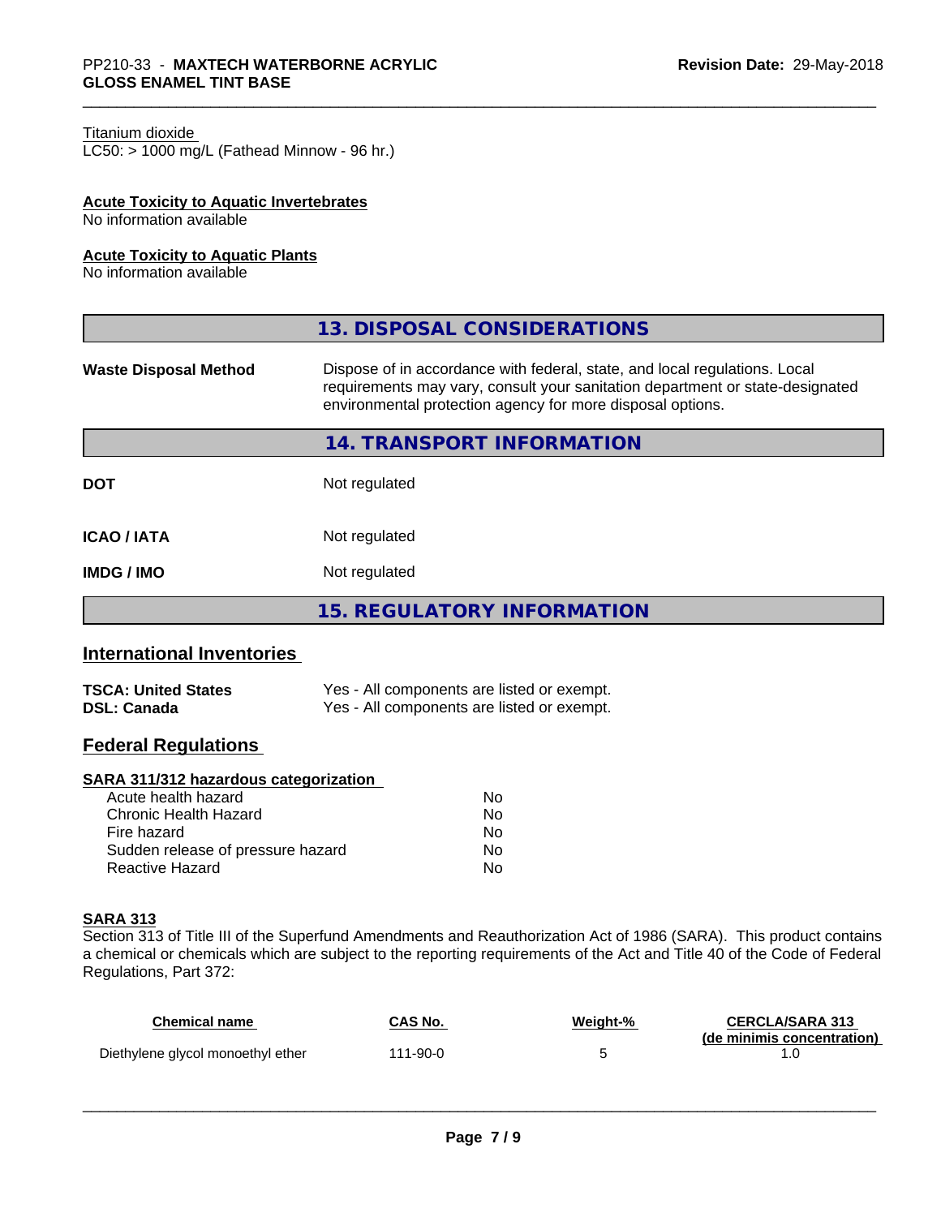Titanium dioxide
LC50: > 1000 mg/L (Fathead Minnow - 96 hr.)

**Acute Toxicity to Aquatic Invertebrates**
No information available

**Acute Toxicity to Aquatic Plants**
No information available

## 13. DISPOSAL CONSIDERATIONS

**Waste Disposal Method** Dispose of in accordance with federal, state, and local regulations. Local requirements may vary, consult your sanitation department or state-designated environmental protection agency for more disposal options.

## 14. TRANSPORT INFORMATION

| | |
|---|---|
| **DOT** | Not regulated |
| **ICAO / IATA** | Not regulated |
| **IMDG / IMO** | Not regulated |

## 15. REGULATORY INFORMATION

### International Inventories

| | |
|---|---|
| **TSCA: United States** | Yes - All components are listed or exempt. |
| **DSL: Canada** | Yes - All components are listed or exempt. |

### Federal Regulations

**SARA 311/312 hazardous categorization**

| | |
|---|---|
| Acute health hazard | No |
| Chronic Health Hazard | No |
| Fire hazard | No |
| Sudden release of pressure hazard | No |
| Reactive Hazard | No |

**SARA 313**
Section 313 of Title III of the Superfund Amendments and Reauthorization Act of 1986 (SARA). This product contains a chemical or chemicals which are subject to the reporting requirements of the Act and Title 40 of the Code of Federal Regulations, Part 372:

| Chemical name | CAS No. | Weight-% | CERCLA/SARA 313 (de minimis concentration) |
|---|---|---|---|
| Diethylene glycol monoethyl ether | 111-90-0 | 5 | 1.0 |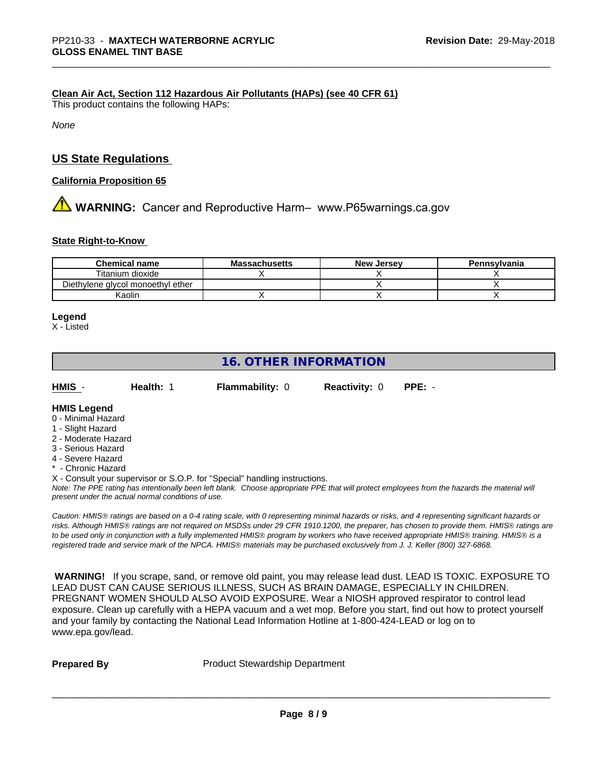**Clean Air Act, Section 112 Hazardous Air Pollutants (HAPs) (see 40 CFR 61)**

This product contains the following HAPs:

*None*

## US State Regulations

**California Proposition 65**

⚠ **WARNING:** Cancer and Reproductive Harm– www.P65warnings.ca.gov

**State Right-to-Know**

| Chemical name | Massachusetts | New Jersey | Pennsylvania |
|---|---|---|---|
| Titanium dioxide | X | X | X |
| Diethylene glycol monoethyl ether | | X | X |
| Kaolin | X | X | X |

**Legend**

X - Listed

## 16. OTHER INFORMATION

**HMIS** - **Health:** 1 **Flammability:** 0 **Reactivity:** 0 **PPE:** -

**HMIS Legend**

0 - Minimal Hazard
1 - Slight Hazard
2 - Moderate Hazard
3 - Serious Hazard
4 - Severe Hazard
* - Chronic Hazard
X - Consult your supervisor or S.O.P. for "Special" handling instructions.

*Note: The PPE rating has intentionally been left blank. Choose appropriate PPE that will protect employees from the hazards the material will present under the actual normal conditions of use.*

*Caution: HMIS® ratings are based on a 0-4 rating scale, with 0 representing minimal hazards or risks, and 4 representing significant hazards or risks. Although HMIS® ratings are not required on MSDSs under 29 CFR 1910.1200, the preparer, has chosen to provide them. HMIS® ratings are to be used only in conjunction with a fully implemented HMIS® program by workers who have received appropriate HMIS® training. HMIS® is a registered trade and service mark of the NPCA. HMIS® materials may be purchased exclusively from J. J. Keller (800) 327-6868.*

**WARNING!** If you scrape, sand, or remove old paint, you may release lead dust. LEAD IS TOXIC. EXPOSURE TO LEAD DUST CAN CAUSE SERIOUS ILLNESS, SUCH AS BRAIN DAMAGE, ESPECIALLY IN CHILDREN. PREGNANT WOMEN SHOULD ALSO AVOID EXPOSURE. Wear a NIOSH approved respirator to control lead exposure. Clean up carefully with a HEPA vacuum and a wet mop. Before you start, find out how to protect yourself and your family by contacting the National Lead Information Hotline at 1-800-424-LEAD or log on to www.epa.gov/lead.

**Prepared By** Product Stewardship Department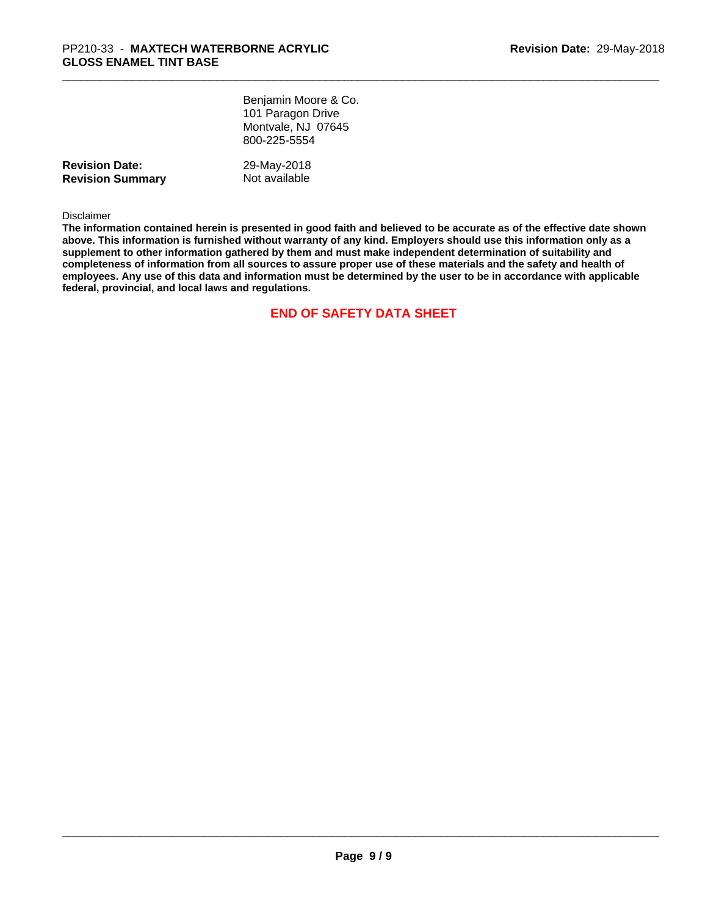Benjamin Moore & Co.
101 Paragon Drive
Montvale, NJ 07645
800-225-5554

**Revision Date:** 29-May-2018
**Revision Summary** Not available

Disclaimer

**The information contained herein is presented in good faith and believed to be accurate as of the effective date shown above. This information is furnished without warranty of any kind. Employers should use this information only as a supplement to other information gathered by them and must make independent determination of suitability and completeness of information from all sources to assure proper use of these materials and the safety and health of employees. Any use of this data and information must be determined by the user to be in accordance with applicable federal, provincial, and local laws and regulations.**

**END OF SAFETY DATA SHEET**